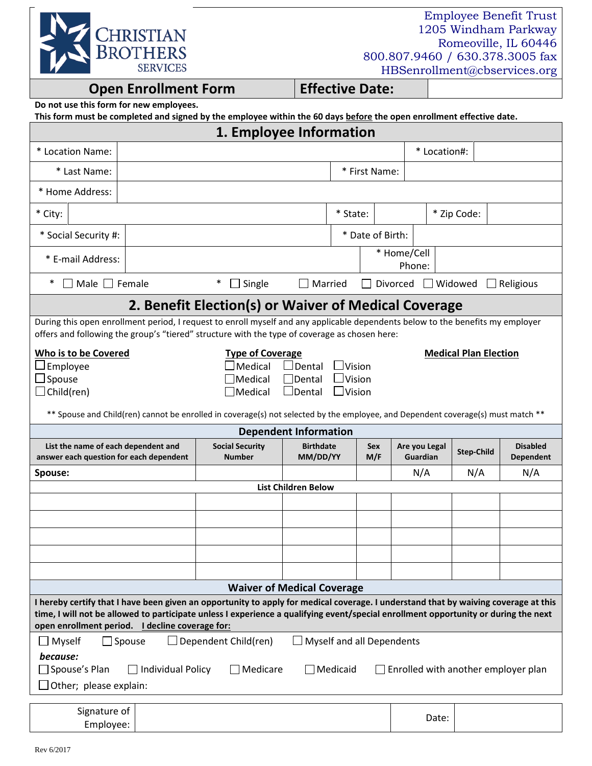CHRISTIAN BROTHERS SERVICES

Employee Benefit Trust
1205 Windham Parkway
Romeoville, IL 60446
800.807.9460 / 630.378.3005 fax
HBSenrollment@cbservices.org

| **Open Enrollment Form** | **Effective Date:** | |
|---|---|---|

**Do not use this form for new employees.**
**This form must be completed and signed by the employee within the 60 days before the open enrollment effective date.**

## 1. Employee Information

| * Location Name: | | * Location#: | |
|---|---|---|---|
| * Last Name: | | * First Name: | |
| * Home Address: | | | |
| * City: | | * State: | | * Zip Code: | |
| * Social Security #: | | * Date of Birth: | |
| * E-mail Address: | | * Home/Cell Phone: | |

* ☐ Male ☐ Female * ☐ Single ☐ Married ☐ Divorced ☐ Widowed ☐ Religious

## 2. Benefit Election(s) or Waiver of Medical Coverage

During this open enrollment period, I request to enroll myself and any applicable dependents below to the benefits my employer offers and following the group's "tiered" structure with the type of coverage as chosen here:

| **Who is to be Covered** | **Type of Coverage** | | | **Medical Plan Election** |
|---|---|---|---|---|
| ☐ Employee | ☐ Medical | ☐ Dental | ☐ Vision | |
| ☐ Spouse | ☐ Medical | ☐ Dental | ☐ Vision | |
| ☐ Child(ren) | ☐ Medical | ☐ Dental | ☐ Vision | |

** Spouse and Child(ren) cannot be enrolled in coverage(s) not selected by the employee, and Dependent coverage(s) must match **

### Dependent Information

| List the name of each dependent and answer each question for each dependent | Social Security Number | Birthdate MM/DD/YY | Sex M/F | Are you Legal Guardian | Step-Child | Disabled Dependent |
|---|---|---|---|---|---|---|
| **Spouse:** | | | | N/A | N/A | N/A |
| **List Children Below** | | | | | | |
| | | | | | | |
| | | | | | | |
| | | | | | | |
| | | | | | | |
| | | | | | | |

### Waiver of Medical Coverage

**I hereby certify that I have been given an opportunity to apply for medical coverage. I understand that by waiving coverage at this time, I will not be allowed to participate unless I experience a qualifying event/special enrollment opportunity or during the next open enrollment period. I decline coverage for:**

☐ Myself ☐ Spouse ☐ Dependent Child(ren) ☐ Myself and all Dependents

***because:***

☐ Spouse's Plan ☐ Individual Policy ☐ Medicare ☐ Medicaid ☐ Enrolled with another employer plan

☐ Other; please explain:

| Signature of Employee: | | Date: | |
|---|---|---|---|

Rev 6/2017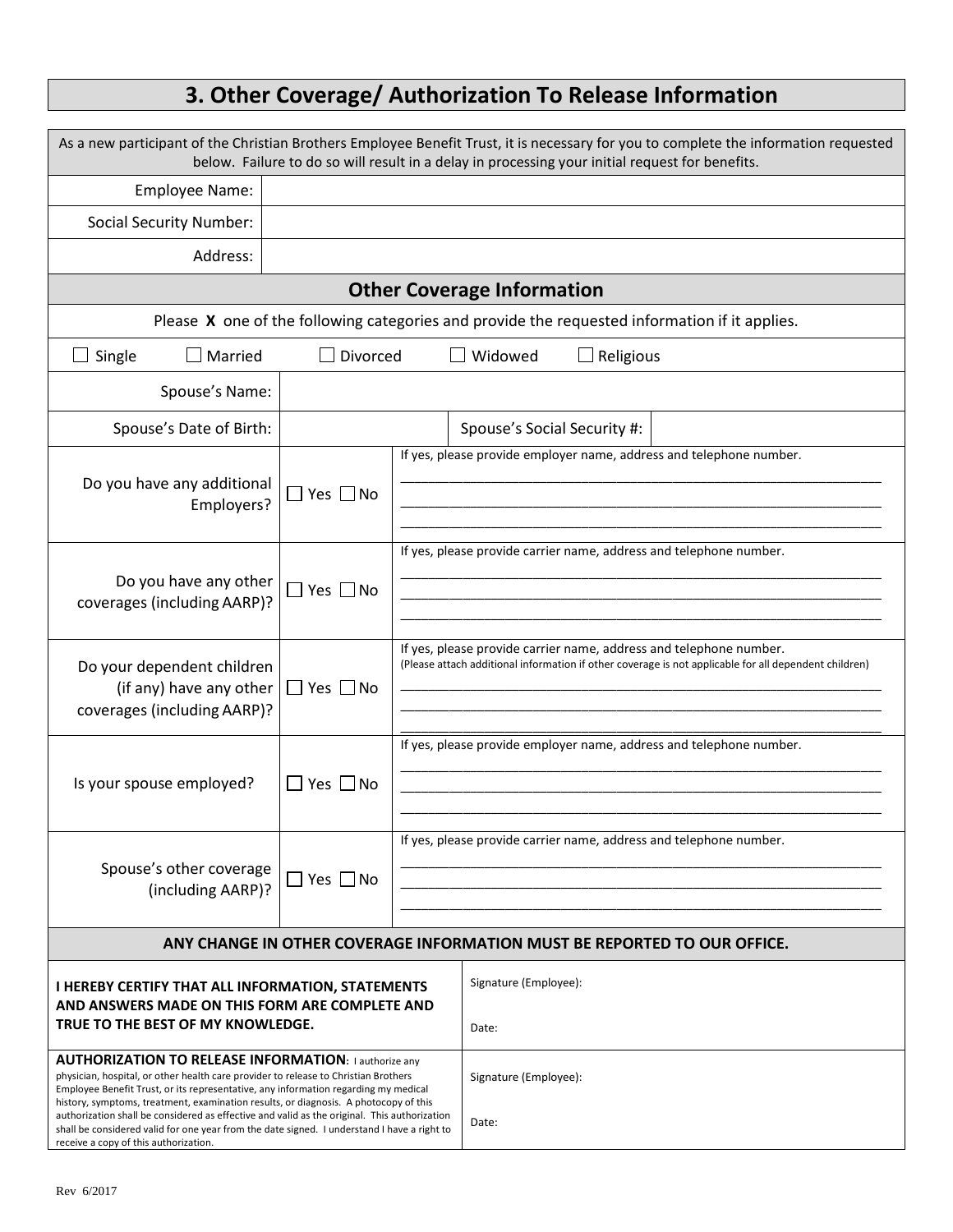# 3. Other Coverage/ Authorization To Release Information

As a new participant of the Christian Brothers Employee Benefit Trust, it is necessary for you to complete the information requested below. Failure to do so will result in a delay in processing your initial request for benefits.

| | |
|---|---|
| Employee Name: | |
| Social Security Number: | |
| Address: | |

## Other Coverage Information

Please **X** one of the following categories and provide the requested information if it applies.

☐ Single ☐ Married ☐ Divorced ☐ Widowed ☐ Religious

| | | | |
|---|---|---|---|
| Spouse's Name: | | | |
| Spouse's Date of Birth: | | Spouse's Social Security #: | |

| | | |
|---|---|---|
| Do you have any additional Employers? | ☐ Yes ☐ No | If yes, please provide employer name, address and telephone number. |
| Do you have any other coverages (including AARP)? | ☐ Yes ☐ No | If yes, please provide carrier name, address and telephone number. |
| Do your dependent children (if any) have any other coverages (including AARP)? | ☐ Yes ☐ No | If yes, please provide carrier name, address and telephone number. (Please attach additional information if other coverage is not applicable for all dependent children) |
| Is your spouse employed? | ☐ Yes ☐ No | If yes, please provide employer name, address and telephone number. |
| Spouse's other coverage (including AARP)? | ☐ Yes ☐ No | If yes, please provide carrier name, address and telephone number. |

**ANY CHANGE IN OTHER COVERAGE INFORMATION MUST BE REPORTED TO OUR OFFICE.**

| | |
|---|---|
| **I HEREBY CERTIFY THAT ALL INFORMATION, STATEMENTS AND ANSWERS MADE ON THIS FORM ARE COMPLETE AND TRUE TO THE BEST OF MY KNOWLEDGE.** | Signature (Employee): <br> Date: |
| **AUTHORIZATION TO RELEASE INFORMATION**: I authorize any physician, hospital, or other health care provider to release to Christian Brothers Employee Benefit Trust, or its representative, any information regarding my medical history, symptoms, treatment, examination results, or diagnosis. A photocopy of this authorization shall be considered as effective and valid as the original. This authorization shall be considered valid for one year from the date signed. I understand I have a right to receive a copy of this authorization. | Signature (Employee): <br> Date: |

Rev 6/2017